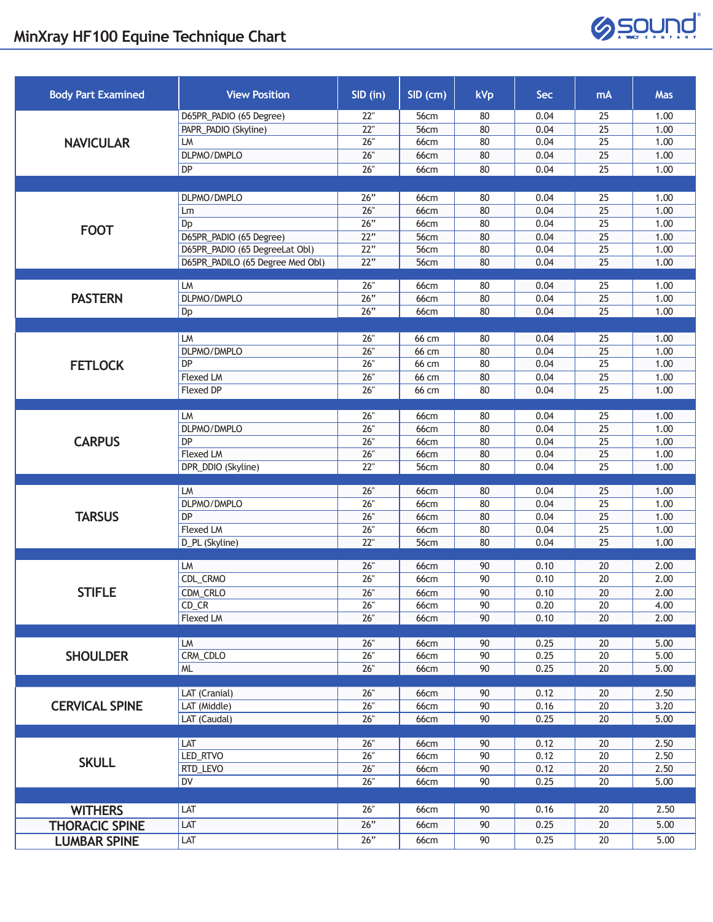# MinXray HF100 Equine Technique Chart

| Body Part Examined | View Position | SID (in) | SID (cm) | kVp | Sec | mA | Mas |
|---|---|---|---|---|---|---|---|
| NAVICULAR | D65PR_PADIO (65 Degree) | 22" | 56cm | 80 | 0.04 | 25 | 1.00 |
| | PAPR_PADIO (Skyline) | 22" | 56cm | 80 | 0.04 | 25 | 1.00 |
| | LM | 26" | 66cm | 80 | 0.04 | 25 | 1.00 |
| | DLPMO/DMPLO | 26" | 66cm | 80 | 0.04 | 25 | 1.00 |
| | DP | 26" | 66cm | 80 | 0.04 | 25 | 1.00 |
| FOOT | DLPMO/DMPLO | 26" | 66cm | 80 | 0.04 | 25 | 1.00 |
| | Lm | 26" | 66cm | 80 | 0.04 | 25 | 1.00 |
| | Dp | 26" | 66cm | 80 | 0.04 | 25 | 1.00 |
| | D65PR_PADIO (65 Degree) | 22" | 56cm | 80 | 0.04 | 25 | 1.00 |
| | D65PR_PADIO (65 DegreeLat Obl) | 22" | 56cm | 80 | 0.04 | 25 | 1.00 |
| | D65PR_PADILO (65 Degree Med Obl) | 22" | 56cm | 80 | 0.04 | 25 | 1.00 |
| PASTERN | LM | 26" | 66cm | 80 | 0.04 | 25 | 1.00 |
| | DLPMO/DMPLO | 26" | 66cm | 80 | 0.04 | 25 | 1.00 |
| | Dp | 26" | 66cm | 80 | 0.04 | 25 | 1.00 |
| FETLOCK | LM | 26" | 66 cm | 80 | 0.04 | 25 | 1.00 |
| | DLPMO/DMPLO | 26" | 66 cm | 80 | 0.04 | 25 | 1.00 |
| | DP | 26" | 66 cm | 80 | 0.04 | 25 | 1.00 |
| | Flexed LM | 26" | 66 cm | 80 | 0.04 | 25 | 1.00 |
| | Flexed DP | 26" | 66 cm | 80 | 0.04 | 25 | 1.00 |
| CARPUS | LM | 26" | 66cm | 80 | 0.04 | 25 | 1.00 |
| | DLPMO/DMPLO | 26" | 66cm | 80 | 0.04 | 25 | 1.00 |
| | DP | 26" | 66cm | 80 | 0.04 | 25 | 1.00 |
| | Flexed LM | 26" | 66cm | 80 | 0.04 | 25 | 1.00 |
| | DPR_DDIO (Skyline) | 22" | 56cm | 80 | 0.04 | 25 | 1.00 |
| TARSUS | LM | 26" | 66cm | 80 | 0.04 | 25 | 1.00 |
| | DLPMO/DMPLO | 26" | 66cm | 80 | 0.04 | 25 | 1.00 |
| | DP | 26" | 66cm | 80 | 0.04 | 25 | 1.00 |
| | Flexed LM | 26" | 66cm | 80 | 0.04 | 25 | 1.00 |
| | D_PL (Skyline) | 22" | 56cm | 80 | 0.04 | 25 | 1.00 |
| STIFLE | LM | 26" | 66cm | 90 | 0.10 | 20 | 2.00 |
| | CDL_CRMO | 26" | 66cm | 90 | 0.10 | 20 | 2.00 |
| | CDM_CRLO | 26" | 66cm | 90 | 0.10 | 20 | 2.00 |
| | CD_CR | 26" | 66cm | 90 | 0.20 | 20 | 4.00 |
| | Flexed LM | 26" | 66cm | 90 | 0.10 | 20 | 2.00 |
| SHOULDER | LM | 26" | 66cm | 90 | 0.25 | 20 | 5.00 |
| | CRM_CDLO | 26" | 66cm | 90 | 0.25 | 20 | 5.00 |
| | ML | 26" | 66cm | 90 | 0.25 | 20 | 5.00 |
| CERVICAL SPINE | LAT (Cranial) | 26" | 66cm | 90 | 0.12 | 20 | 2.50 |
| | LAT (Middle) | 26" | 66cm | 90 | 0.16 | 20 | 3.20 |
| | LAT (Caudal) | 26" | 66cm | 90 | 0.25 | 20 | 5.00 |
| SKULL | LAT | 26" | 66cm | 90 | 0.12 | 20 | 2.50 |
| | LED_RTVO | 26" | 66cm | 90 | 0.12 | 20 | 2.50 |
| | RTD_LEVO | 26" | 66cm | 90 | 0.12 | 20 | 2.50 |
| | DV | 26" | 66cm | 90 | 0.25 | 20 | 5.00 |
| WITHERS | LAT | 26" | 66cm | 90 | 0.16 | 20 | 2.50 |
| THORACIC SPINE | LAT | 26" | 66cm | 90 | 0.25 | 20 | 5.00 |
| LUMBAR SPINE | LAT | 26" | 66cm | 90 | 0.25 | 20 | 5.00 |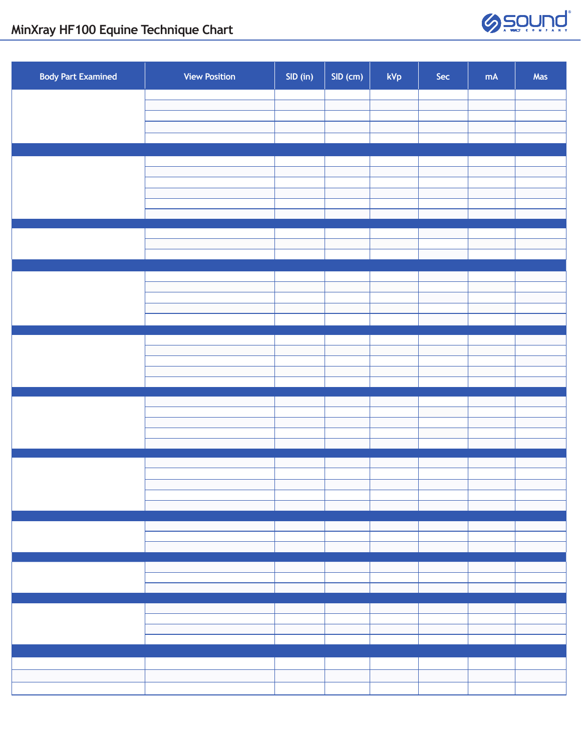# MinXray HF100 Equine Technique Chart

| Body Part Examined | View Position | SID (in) | SID (cm) | kVp | Sec | mA | Mas |
|---|---|---|---|---|---|---|---|
| | | | | | | | |